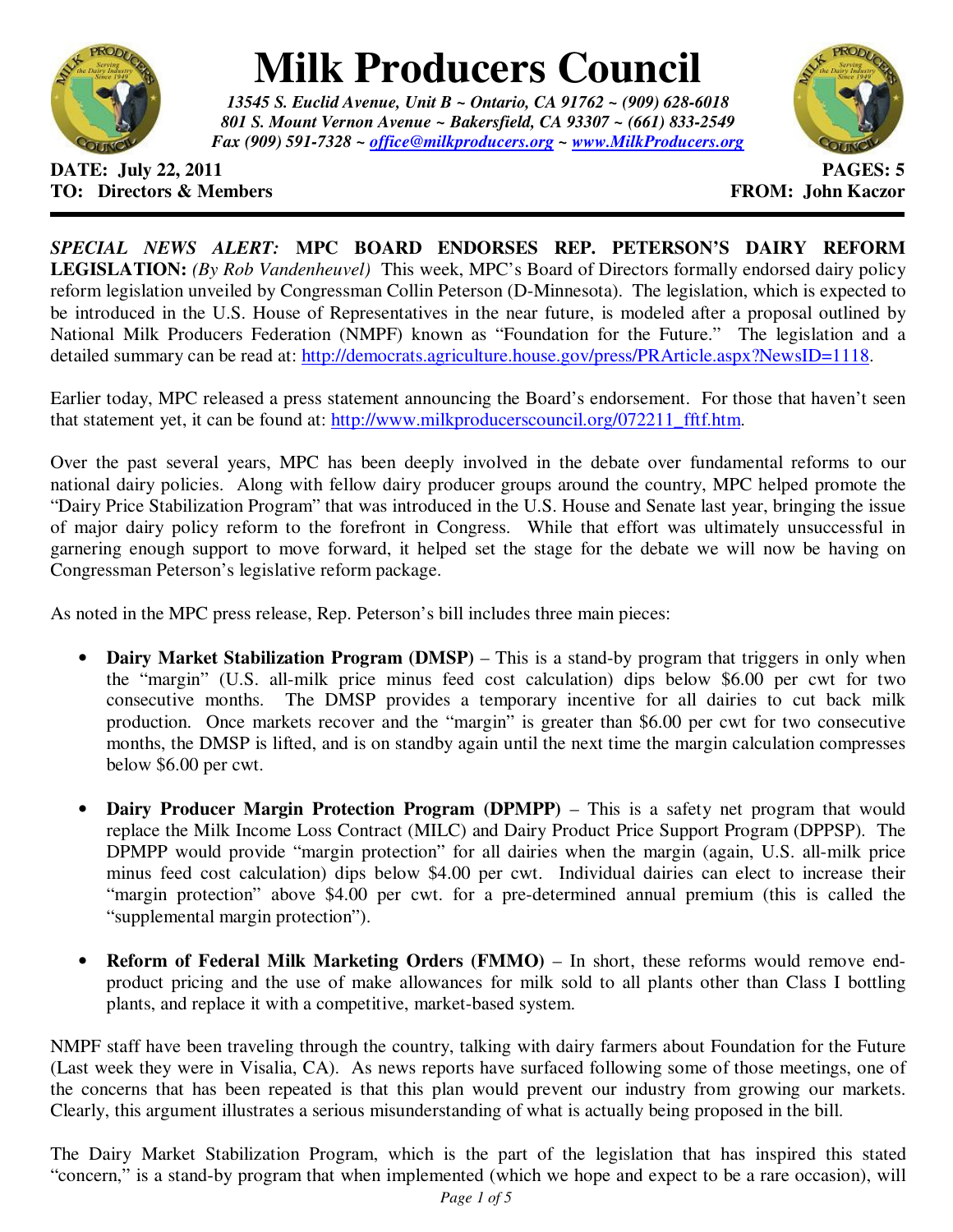# Milk Producers Council

***13545 S. Euclid Avenue, Unit B ~ Ontario, CA 91762 ~ (909) 628-6018***
***801 S. Mount Vernon Avenue ~ Bakersfield, CA 93307 ~ (661) 833-2549***
***Fax (909) 591-7328 ~ office@milkproducers.org ~ www.MilkProducers.org***

**DATE: July 22, 2011** **PAGES: 5**
**TO: Directors & Members** **FROM: John Kaczor**

---

***SPECIAL NEWS ALERT:*** **MPC BOARD ENDORSES REP. PETERSON'S DAIRY REFORM LEGISLATION:** *(By Rob Vandenheuvel)* This week, MPC's Board of Directors formally endorsed dairy policy reform legislation unveiled by Congressman Collin Peterson (D-Minnesota). The legislation, which is expected to be introduced in the U.S. House of Representatives in the near future, is modeled after a proposal outlined by National Milk Producers Federation (NMPF) known as "Foundation for the Future." The legislation and a detailed summary can be read at: http://democrats.agriculture.house.gov/press/PRArticle.aspx?NewsID=1118.

Earlier today, MPC released a press statement announcing the Board's endorsement. For those that haven't seen that statement yet, it can be found at: http://www.milkproducerscouncil.org/072211_fftf.htm.

Over the past several years, MPC has been deeply involved in the debate over fundamental reforms to our national dairy policies. Along with fellow dairy producer groups around the country, MPC helped promote the "Dairy Price Stabilization Program" that was introduced in the U.S. House and Senate last year, bringing the issue of major dairy policy reform to the forefront in Congress. While that effort was ultimately unsuccessful in garnering enough support to move forward, it helped set the stage for the debate we will now be having on Congressman Peterson's legislative reform package.

As noted in the MPC press release, Rep. Peterson's bill includes three main pieces:

- **Dairy Market Stabilization Program (DMSP)** – This is a stand-by program that triggers in only when the "margin" (U.S. all-milk price minus feed cost calculation) dips below $6.00 per cwt for two consecutive months. The DMSP provides a temporary incentive for all dairies to cut back milk production. Once markets recover and the "margin" is greater than $6.00 per cwt for two consecutive months, the DMSP is lifted, and is on standby again until the next time the margin calculation compresses below $6.00 per cwt.

- **Dairy Producer Margin Protection Program (DPMPP)** – This is a safety net program that would replace the Milk Income Loss Contract (MILC) and Dairy Product Price Support Program (DPPSP). The DPMPP would provide "margin protection" for all dairies when the margin (again, U.S. all-milk price minus feed cost calculation) dips below $4.00 per cwt. Individual dairies can elect to increase their "margin protection" above $4.00 per cwt. for a pre-determined annual premium (this is called the "supplemental margin protection").

- **Reform of Federal Milk Marketing Orders (FMMO)** – In short, these reforms would remove end-product pricing and the use of make allowances for milk sold to all plants other than Class I bottling plants, and replace it with a competitive, market-based system.

NMPF staff have been traveling through the country, talking with dairy farmers about Foundation for the Future (Last week they were in Visalia, CA). As news reports have surfaced following some of those meetings, one of the concerns that has been repeated is that this plan would prevent our industry from growing our markets. Clearly, this argument illustrates a serious misunderstanding of what is actually being proposed in the bill.

The Dairy Market Stabilization Program, which is the part of the legislation that has inspired this stated "concern," is a stand-by program that when implemented (which we hope and expect to be a rare occasion), will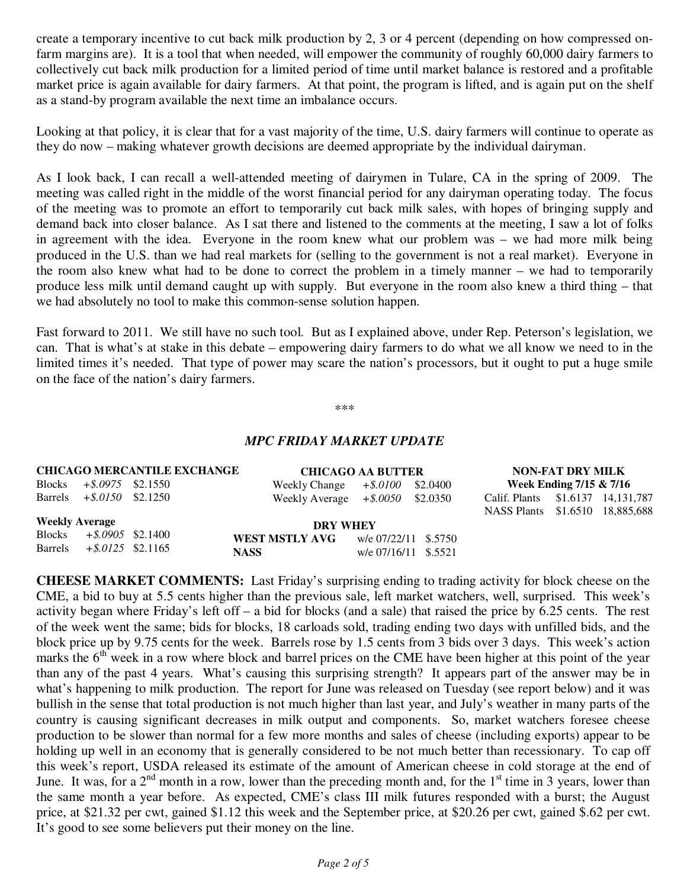create a temporary incentive to cut back milk production by 2, 3 or 4 percent (depending on how compressed on-farm margins are). It is a tool that when needed, will empower the community of roughly 60,000 dairy farmers to collectively cut back milk production for a limited period of time until market balance is restored and a profitable market price is again available for dairy farmers. At that point, the program is lifted, and is again put on the shelf as a stand-by program available the next time an imbalance occurs.

Looking at that policy, it is clear that for a vast majority of the time, U.S. dairy farmers will continue to operate as they do now – making whatever growth decisions are deemed appropriate by the individual dairyman.

As I look back, I can recall a well-attended meeting of dairymen in Tulare, CA in the spring of 2009. The meeting was called right in the middle of the worst financial period for any dairyman operating today. The focus of the meeting was to promote an effort to temporarily cut back milk sales, with hopes of bringing supply and demand back into closer balance. As I sat there and listened to the comments at the meeting, I saw a lot of folks in agreement with the idea. Everyone in the room knew what our problem was – we had more milk being produced in the U.S. than we had real markets for (selling to the government is not a real market). Everyone in the room also knew what had to be done to correct the problem in a timely manner – we had to temporarily produce less milk until demand caught up with supply. But everyone in the room also knew a third thing – that we had absolutely no tool to make this common-sense solution happen.

Fast forward to 2011. We still have no such tool. But as I explained above, under Rep. Peterson's legislation, we can. That is what's at stake in this debate – empowering dairy farmers to do what we all know we need to in the limited times it's needed. That type of power may scare the nation's processors, but it ought to put a huge smile on the face of the nation's dairy farmers.

***

## *MPC FRIDAY MARKET UPDATE*

**CHICAGO MERCANTILE EXCHANGE**

| | | |
|---|---|---|
| Blocks | *+$.0975* | $2.1550 |
| Barrels | *+$.0150* | $2.1250 |

**Weekly Average**

| | | |
|---|---|---|
| Blocks | *+$.0905* | $2.1400 |
| Barrels | *+$.0125* | $2.1165 |

**CHICAGO AA BUTTER**

| | | |
|---|---|---|
| Weekly Change | *+$.0100* | $2.0400 |
| Weekly Average | *+$.0050* | $2.0350 |

**DRY WHEY**

| | | |
|---|---|---|
| **WEST MSTLY AVG** | w/e 07/22/11 | $.5750 |
| **NASS** | w/e 07/16/11 | $.5521 |

**NON-FAT DRY MILK**
**Week Ending 7/15 & 7/16**

| | | |
|---|---|---|
| Calif. Plants | $1.6137 | 14,131,787 |
| NASS Plants | $1.6510 | 18,885,688 |

**CHEESE MARKET COMMENTS:** Last Friday's surprising ending to trading activity for block cheese on the CME, a bid to buy at 5.5 cents higher than the previous sale, left market watchers, well, surprised. This week's activity began where Friday's left off – a bid for blocks (and a sale) that raised the price by 6.25 cents. The rest of the week went the same; bids for blocks, 18 carloads sold, trading ending two days with unfilled bids, and the block price up by 9.75 cents for the week. Barrels rose by 1.5 cents from 3 bids over 3 days. This week's action marks the 6th week in a row where block and barrel prices on the CME have been higher at this point of the year than any of the past 4 years. What's causing this surprising strength? It appears part of the answer may be in what's happening to milk production. The report for June was released on Tuesday (see report below) and it was bullish in the sense that total production is not much higher than last year, and July's weather in many parts of the country is causing significant decreases in milk output and components. So, market watchers foresee cheese production to be slower than normal for a few more months and sales of cheese (including exports) appear to be holding up well in an economy that is generally considered to be not much better than recessionary. To cap off this week's report, USDA released its estimate of the amount of American cheese in cold storage at the end of June. It was, for a 2nd month in a row, lower than the preceding month and, for the 1st time in 3 years, lower than the same month a year before. As expected, CME's class III milk futures responded with a burst; the August price, at $21.32 per cwt, gained $1.12 this week and the September price, at $20.26 per cwt, gained $.62 per cwt. It's good to see some believers put their money on the line.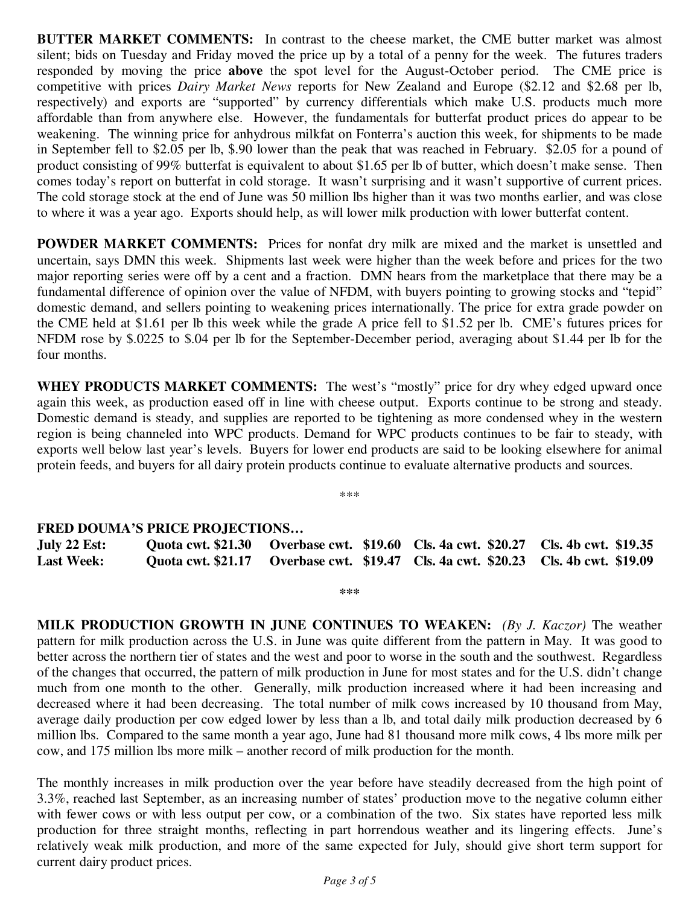**BUTTER MARKET COMMENTS:** In contrast to the cheese market, the CME butter market was almost silent; bids on Tuesday and Friday moved the price up by a total of a penny for the week. The futures traders responded by moving the price **above** the spot level for the August-October period. The CME price is competitive with prices *Dairy Market News* reports for New Zealand and Europe ($2.12 and $2.68 per lb, respectively) and exports are "supported" by currency differentials which make U.S. products much more affordable than from anywhere else. However, the fundamentals for butterfat product prices do appear to be weakening. The winning price for anhydrous milkfat on Fonterra's auction this week, for shipments to be made in September fell to $2.05 per lb, $.90 lower than the peak that was reached in February. $2.05 for a pound of product consisting of 99% butterfat is equivalent to about $1.65 per lb of butter, which doesn't make sense. Then comes today's report on butterfat in cold storage. It wasn't surprising and it wasn't supportive of current prices. The cold storage stock at the end of June was 50 million lbs higher than it was two months earlier, and was close to where it was a year ago. Exports should help, as will lower milk production with lower butterfat content.

**POWDER MARKET COMMENTS:** Prices for nonfat dry milk are mixed and the market is unsettled and uncertain, says DMN this week. Shipments last week were higher than the week before and prices for the two major reporting series were off by a cent and a fraction. DMN hears from the marketplace that there may be a fundamental difference of opinion over the value of NFDM, with buyers pointing to growing stocks and "tepid" domestic demand, and sellers pointing to weakening prices internationally. The price for extra grade powder on the CME held at $1.61 per lb this week while the grade A price fell to $1.52 per lb. CME's futures prices for NFDM rose by $.0225 to $.04 per lb for the September-December period, averaging about $1.44 per lb for the four months.

**WHEY PRODUCTS MARKET COMMENTS:** The west's "mostly" price for dry whey edged upward once again this week, as production eased off in line with cheese output. Exports continue to be strong and steady. Domestic demand is steady, and supplies are reported to be tightening as more condensed whey in the western region is being channeled into WPC products. Demand for WPC products continues to be fair to steady, with exports well below last year's levels. Buyers for lower end products are said to be looking elsewhere for animal protein feeds, and buyers for all dairy protein products continue to evaluate alternative products and sources.

\*\*\*

**FRED DOUMA'S PRICE PROJECTIONS…**

| | | | | |
|---|---|---|---|---|
| **July 22 Est:** | **Quota cwt. $21.30** | **Overbase cwt. $19.60** | **Cls. 4a cwt. $20.27** | **Cls. 4b cwt. $19.35** |
| **Last Week:** | **Quota cwt. $21.17** | **Overbase cwt. $19.47** | **Cls. 4a cwt. $20.23** | **Cls. 4b cwt. $19.09** |

\*\*\*

**MILK PRODUCTION GROWTH IN JUNE CONTINUES TO WEAKEN:** *(By J. Kaczor)* The weather pattern for milk production across the U.S. in June was quite different from the pattern in May. It was good to better across the northern tier of states and the west and poor to worse in the south and the southwest. Regardless of the changes that occurred, the pattern of milk production in June for most states and for the U.S. didn't change much from one month to the other. Generally, milk production increased where it had been increasing and decreased where it had been decreasing. The total number of milk cows increased by 10 thousand from May, average daily production per cow edged lower by less than a lb, and total daily milk production decreased by 6 million lbs. Compared to the same month a year ago, June had 81 thousand more milk cows, 4 lbs more milk per cow, and 175 million lbs more milk – another record of milk production for the month.

The monthly increases in milk production over the year before have steadily decreased from the high point of 3.3%, reached last September, as an increasing number of states' production move to the negative column either with fewer cows or with less output per cow, or a combination of the two. Six states have reported less milk production for three straight months, reflecting in part horrendous weather and its lingering effects. June's relatively weak milk production, and more of the same expected for July, should give short term support for current dairy product prices.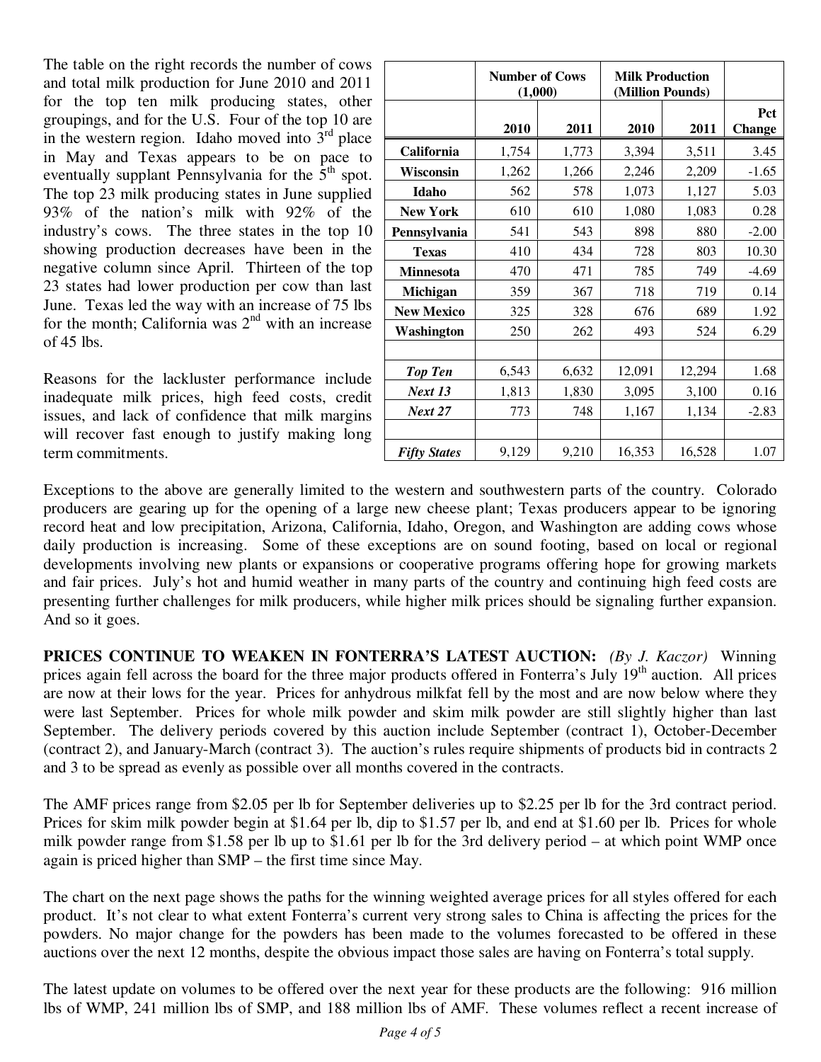The table on the right records the number of cows and total milk production for June 2010 and 2011 for the top ten milk producing states, other groupings, and for the U.S. Four of the top 10 are in the western region. Idaho moved into 3rd place in May and Texas appears to be on pace to eventually supplant Pennsylvania for the 5th spot. The top 23 milk producing states in June supplied 93% of the nation's milk with 92% of the industry's cows. The three states in the top 10 showing production decreases have been in the negative column since April. Thirteen of the top 23 states had lower production per cow than last June. Texas led the way with an increase of 75 lbs for the month; California was 2nd with an increase of 45 lbs.

| | Number of Cows (1,000) | | Milk Production (Million Pounds) | | |
|---|---|---|---|---|---|
| | **2010** | **2011** | **2010** | **2011** | **Pct Change** |
| **California** | 1,754 | 1,773 | 3,394 | 3,511 | 3.45 |
| **Wisconsin** | 1,262 | 1,266 | 2,246 | 2,209 | -1.65 |
| **Idaho** | 562 | 578 | 1,073 | 1,127 | 5.03 |
| **New York** | 610 | 610 | 1,080 | 1,083 | 0.28 |
| **Pennsylvania** | 541 | 543 | 898 | 880 | -2.00 |
| **Texas** | 410 | 434 | 728 | 803 | 10.30 |
| **Minnesota** | 470 | 471 | 785 | 749 | -4.69 |
| **Michigan** | 359 | 367 | 718 | 719 | 0.14 |
| **New Mexico** | 325 | 328 | 676 | 689 | 1.92 |
| **Washington** | 250 | 262 | 493 | 524 | 6.29 |
| | | | | | |
| ***Top Ten*** | 6,543 | 6,632 | 12,091 | 12,294 | 1.68 |
| ***Next 13*** | 1,813 | 1,830 | 3,095 | 3,100 | 0.16 |
| ***Next 27*** | 773 | 748 | 1,167 | 1,134 | -2.83 |
| | | | | | |
| ***Fifty States*** | 9,129 | 9,210 | 16,353 | 16,528 | 1.07 |

Reasons for the lackluster performance include inadequate milk prices, high feed costs, credit issues, and lack of confidence that milk margins will recover fast enough to justify making long term commitments.

Exceptions to the above are generally limited to the western and southwestern parts of the country. Colorado producers are gearing up for the opening of a large new cheese plant; Texas producers appear to be ignoring record heat and low precipitation, Arizona, California, Idaho, Oregon, and Washington are adding cows whose daily production is increasing. Some of these exceptions are on sound footing, based on local or regional developments involving new plants or expansions or cooperative programs offering hope for growing markets and fair prices. July's hot and humid weather in many parts of the country and continuing high feed costs are presenting further challenges for milk producers, while higher milk prices should be signaling further expansion. And so it goes.

**PRICES CONTINUE TO WEAKEN IN FONTERRA'S LATEST AUCTION:** *(By J. Kaczor)* Winning prices again fell across the board for the three major products offered in Fonterra's July 19th auction. All prices are now at their lows for the year. Prices for anhydrous milkfat fell by the most and are now below where they were last September. Prices for whole milk powder and skim milk powder are still slightly higher than last September. The delivery periods covered by this auction include September (contract 1), October-December (contract 2), and January-March (contract 3). The auction's rules require shipments of products bid in contracts 2 and 3 to be spread as evenly as possible over all months covered in the contracts.

The AMF prices range from $2.05 per lb for September deliveries up to $2.25 per lb for the 3rd contract period. Prices for skim milk powder begin at $1.64 per lb, dip to $1.57 per lb, and end at $1.60 per lb. Prices for whole milk powder range from $1.58 per lb up to $1.61 per lb for the 3rd delivery period – at which point WMP once again is priced higher than SMP – the first time since May.

The chart on the next page shows the paths for the winning weighted average prices for all styles offered for each product. It's not clear to what extent Fonterra's current very strong sales to China is affecting the prices for the powders. No major change for the powders has been made to the volumes forecasted to be offered in these auctions over the next 12 months, despite the obvious impact those sales are having on Fonterra's total supply.

The latest update on volumes to be offered over the next year for these products are the following: 916 million lbs of WMP, 241 million lbs of SMP, and 188 million lbs of AMF. These volumes reflect a recent increase of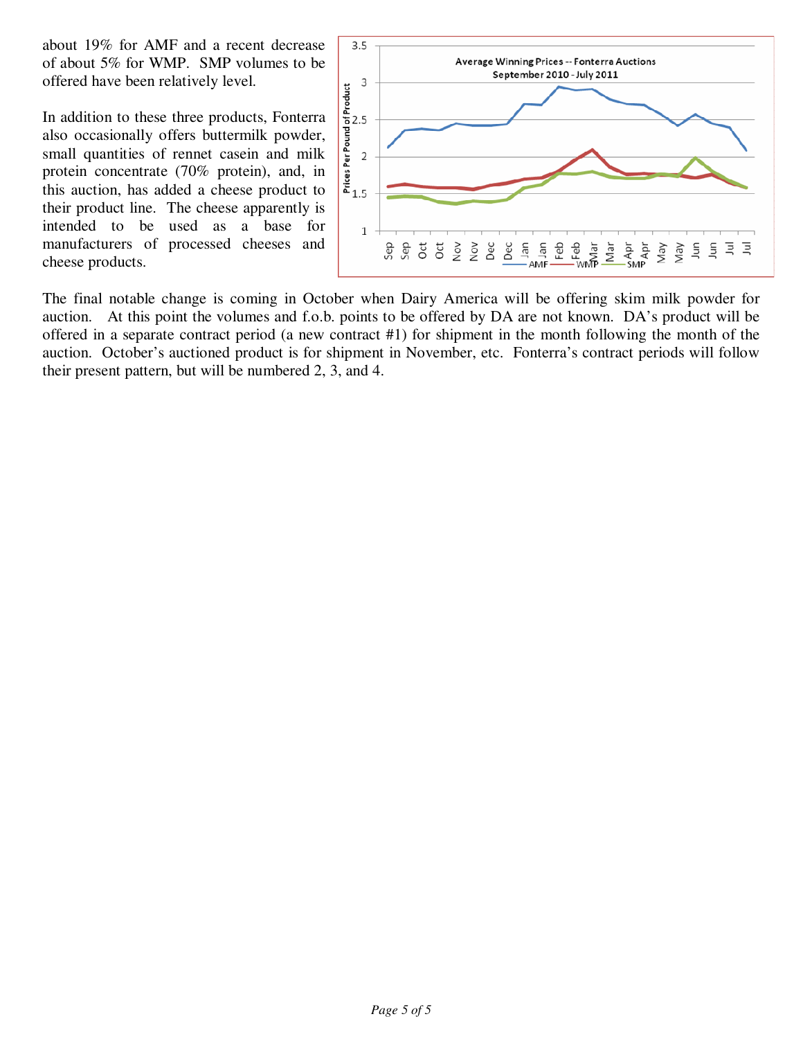about 19% for AMF and a recent decrease of about 5% for WMP. SMP volumes to be offered have been relatively level.

In addition to these three products, Fonterra also occasionally offers buttermilk powder, small quantities of rennet casein and milk protein concentrate (70% protein), and, in this auction, has added a cheese product to their product line. The cheese apparently is intended to be used as a base for manufacturers of processed cheeses and cheese products.

Average Winning Prices -- Fonterra Auctions
September 2010 - July 2011

Prices Per Pound of Product

3.5
3
2.5
2
1.5
1

Sep Sep Oct Oct Nov Nov Dec Dec Jan Jan Feb Feb Mar Mar Apr Apr May May Jun Jun Jul Jul

AMF WMP SMP

The final notable change is coming in October when Dairy America will be offering skim milk powder for auction. At this point the volumes and f.o.b. points to be offered by DA are not known. DA's product will be offered in a separate contract period (a new contract #1) for shipment in the month following the month of the auction. October's auctioned product is for shipment in November, etc. Fonterra's contract periods will follow their present pattern, but will be numbered 2, 3, and 4.